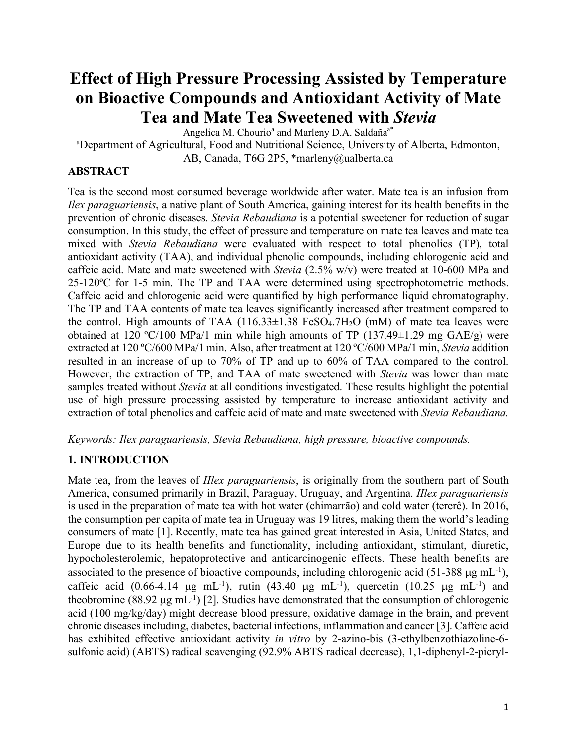# Effect of High Pressure Processing Assisted by Temperature on Bioactive Compounds and Antioxidant Activity of Mate Tea and Mate Tea Sweetened with *Stevia*

Angelica M. Chourio[a] and Marleny D.A. Saldaña[a*]

[a]Department of Agricultural, Food and Nutritional Science, University of Alberta, Edmonton, AB, Canada, T6G 2P5, *marleny@ualberta.ca

## ABSTRACT

Tea is the second most consumed beverage worldwide after water. Mate tea is an infusion from *Ilex paraguariensis*, a native plant of South America, gaining interest for its health benefits in the prevention of chronic diseases. *Stevia Rebaudiana* is a potential sweetener for reduction of sugar consumption. In this study, the effect of pressure and temperature on mate tea leaves and mate tea mixed with *Stevia Rebaudiana* were evaluated with respect to total phenolics (TP), total antioxidant activity (TAA), and individual phenolic compounds, including chlorogenic acid and caffeic acid. Mate and mate sweetened with *Stevia* (2.5% w/v) were treated at 10-600 MPa and 25-120ºC for 1-5 min. The TP and TAA were determined using spectrophotometric methods. Caffeic acid and chlorogenic acid were quantified by high performance liquid chromatography. The TP and TAA contents of mate tea leaves significantly increased after treatment compared to the control. High amounts of TAA (116.33±1.38 $FeSO_4.7H_2O$ (mM) of mate tea leaves were obtained at 120 ºC/100 MPa/1 min while high amounts of TP (137.49±1.29 mg GAE/g) were extracted at 120 ºC/600 MPa/1 min. Also, after treatment at 120 ºC/600 MPa/1 min, *Stevia* addition resulted in an increase of up to 70% of TP and up to 60% of TAA compared to the control. However, the extraction of TP, and TAA of mate sweetened with *Stevia* was lower than mate samples treated without *Stevia* at all conditions investigated. These results highlight the potential use of high pressure processing assisted by temperature to increase antioxidant activity and extraction of total phenolics and caffeic acid of mate and mate sweetened with *Stevia Rebaudiana.*

*Keywords: Ilex paraguariensis, Stevia Rebaudiana, high pressure, bioactive compounds.*

## 1. INTRODUCTION

Mate tea, from the leaves of *IIlex paraguariensis*, is originally from the southern part of South America, consumed primarily in Brazil, Paraguay, Uruguay, and Argentina. *IIlex paraguariensis* is used in the preparation of mate tea with hot water (chimarrão) and cold water (tererê). In 2016, the consumption per capita of mate tea in Uruguay was 19 litres, making them the world's leading consumers of mate [1]. Recently, mate tea has gained great interested in Asia, United States, and Europe due to its health benefits and functionality, including antioxidant, stimulant, diuretic, hypocholesterolemic, hepatoprotective and anticarcinogenic effects. These health benefits are associated to the presence of bioactive compounds, including chlorogenic acid (51-388 μg $mL^{-1}$), caffeic acid (0.66-4.14 μg $mL^{-1}$), rutin (43.40 μg $mL^{-1}$), quercetin (10.25 μg $mL^{-1}$) and theobromine (88.92 μg $mL^{-1}$) [2]. Studies have demonstrated that the consumption of chlorogenic acid (100 mg/kg/day) might decrease blood pressure, oxidative damage in the brain, and prevent chronic diseases including, diabetes, bacterial infections, inflammation and cancer [3]. Caffeic acid has exhibited effective antioxidant activity *in vitro* by 2-azino-bis (3-ethylbenzothiazoline-6-sulfonic acid) (ABTS) radical scavenging (92.9% ABTS radical decrease), 1,1-diphenyl-2-picryl-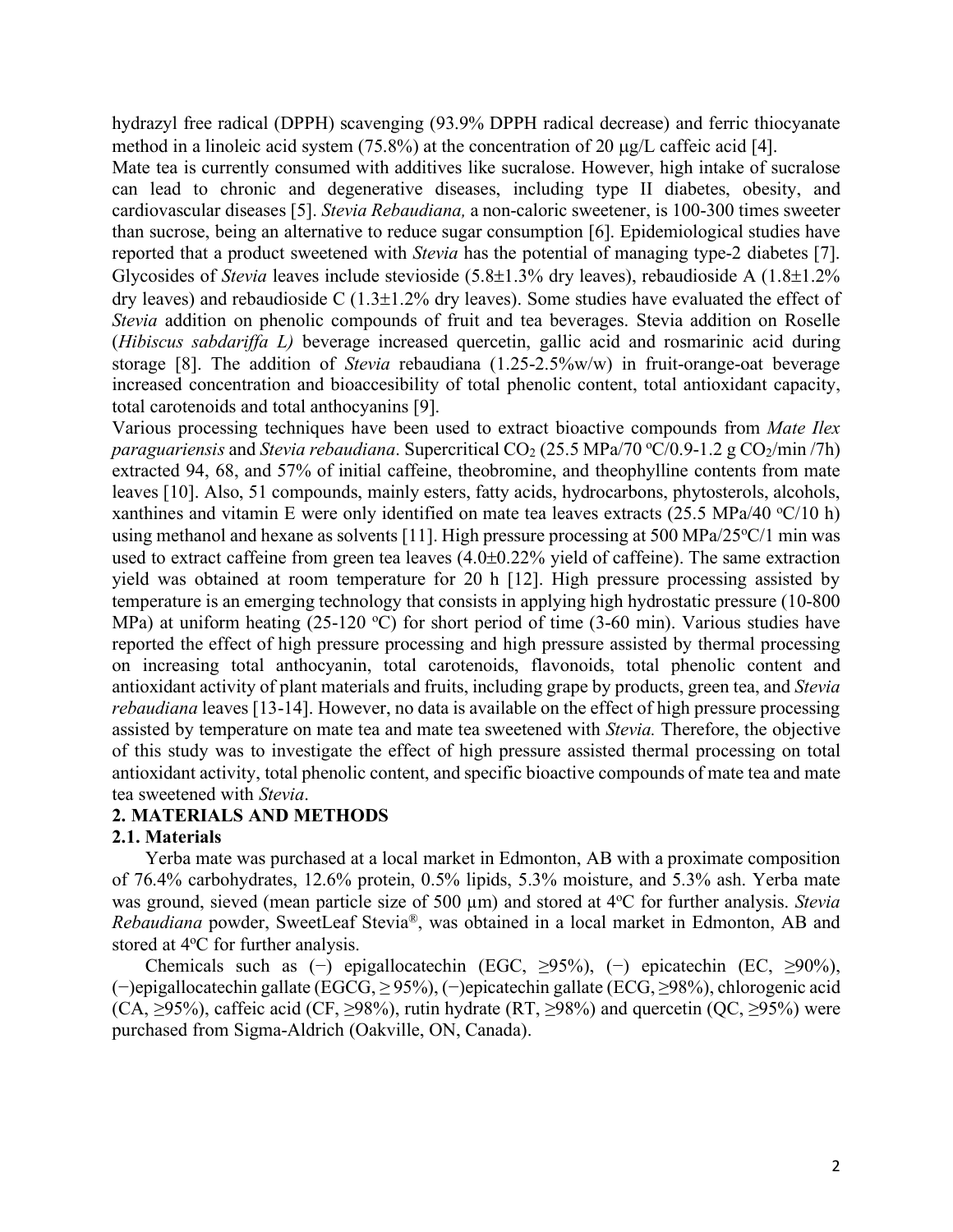hydrazyl free radical (DPPH) scavenging (93.9% DPPH radical decrease) and ferric thiocyanate method in a linoleic acid system (75.8%) at the concentration of 20 μg/L caffeic acid [4].

Mate tea is currently consumed with additives like sucralose. However, high intake of sucralose can lead to chronic and degenerative diseases, including type II diabetes, obesity, and cardiovascular diseases [5]. *Stevia Rebaudiana,* a non-caloric sweetener, is 100-300 times sweeter than sucrose, being an alternative to reduce sugar consumption [6]. Epidemiological studies have reported that a product sweetened with *Stevia* has the potential of managing type-2 diabetes [7]. Glycosides of *Stevia* leaves include stevioside (5.8±1.3% dry leaves), rebaudioside A (1.8±1.2% dry leaves) and rebaudioside C (1.3±1.2% dry leaves). Some studies have evaluated the effect of *Stevia* addition on phenolic compounds of fruit and tea beverages. Stevia addition on Roselle (*Hibiscus sabdariffa L)* beverage increased quercetin, gallic acid and rosmarinic acid during storage [8]. The addition of *Stevia* rebaudiana (1.25-2.5%w/w) in fruit-orange-oat beverage increased concentration and bioaccesibility of total phenolic content, total antioxidant capacity, total carotenoids and total anthocyanins [9].

Various processing techniques have been used to extract bioactive compounds from *Mate Ilex paraguariensis* and *Stevia rebaudiana*. Supercritical $CO_2$ (25.5 MPa/70 $^oC$/0.9-1.2 g $CO_2$/min /7h) extracted 94, 68, and 57% of initial caffeine, theobromine, and theophylline contents from mate leaves [10]. Also, 51 compounds, mainly esters, fatty acids, hydrocarbons, phytosterols, alcohols, xanthines and vitamin E were only identified on mate tea leaves extracts (25.5 MPa/40 $^oC$/10 h) using methanol and hexane as solvents [11]. High pressure processing at 500 MPa/25$^oC$/1 min was used to extract caffeine from green tea leaves (4.0±0.22% yield of caffeine). The same extraction yield was obtained at room temperature for 20 h [12]. High pressure processing assisted by temperature is an emerging technology that consists in applying high hydrostatic pressure (10-800 MPa) at uniform heating (25-120 $^oC$) for short period of time (3-60 min). Various studies have reported the effect of high pressure processing and high pressure assisted by thermal processing on increasing total anthocyanin, total carotenoids, flavonoids, total phenolic content and antioxidant activity of plant materials and fruits, including grape by products, green tea, and *Stevia rebaudiana* leaves [13-14]. However, no data is available on the effect of high pressure processing assisted by temperature on mate tea and mate tea sweetened with *Stevia.* Therefore, the objective of this study was to investigate the effect of high pressure assisted thermal processing on total antioxidant activity, total phenolic content, and specific bioactive compounds of mate tea and mate tea sweetened with *Stevia*.

## 2. MATERIALS AND METHODS

### 2.1. Materials

Yerba mate was purchased at a local market in Edmonton, AB with a proximate composition of 76.4% carbohydrates, 12.6% protein, 0.5% lipids, 5.3% moisture, and 5.3% ash. Yerba mate was ground, sieved (mean particle size of 500 μm) and stored at 4$^oC$ for further analysis. *Stevia Rebaudiana* powder, SweetLeaf Stevia®, was obtained in a local market in Edmonton, AB and stored at 4$^oC$ for further analysis.

Chemicals such as (−) epigallocatechin (EGC, ≥95%), (−) epicatechin (EC, ≥90%), (−)epigallocatechin gallate (EGCG, ≥ 95%), (−)epicatechin gallate (ECG, ≥98%), chlorogenic acid (CA, ≥95%), caffeic acid (CF, ≥98%), rutin hydrate (RT, ≥98%) and quercetin (QC, ≥95%) were purchased from Sigma-Aldrich (Oakville, ON, Canada).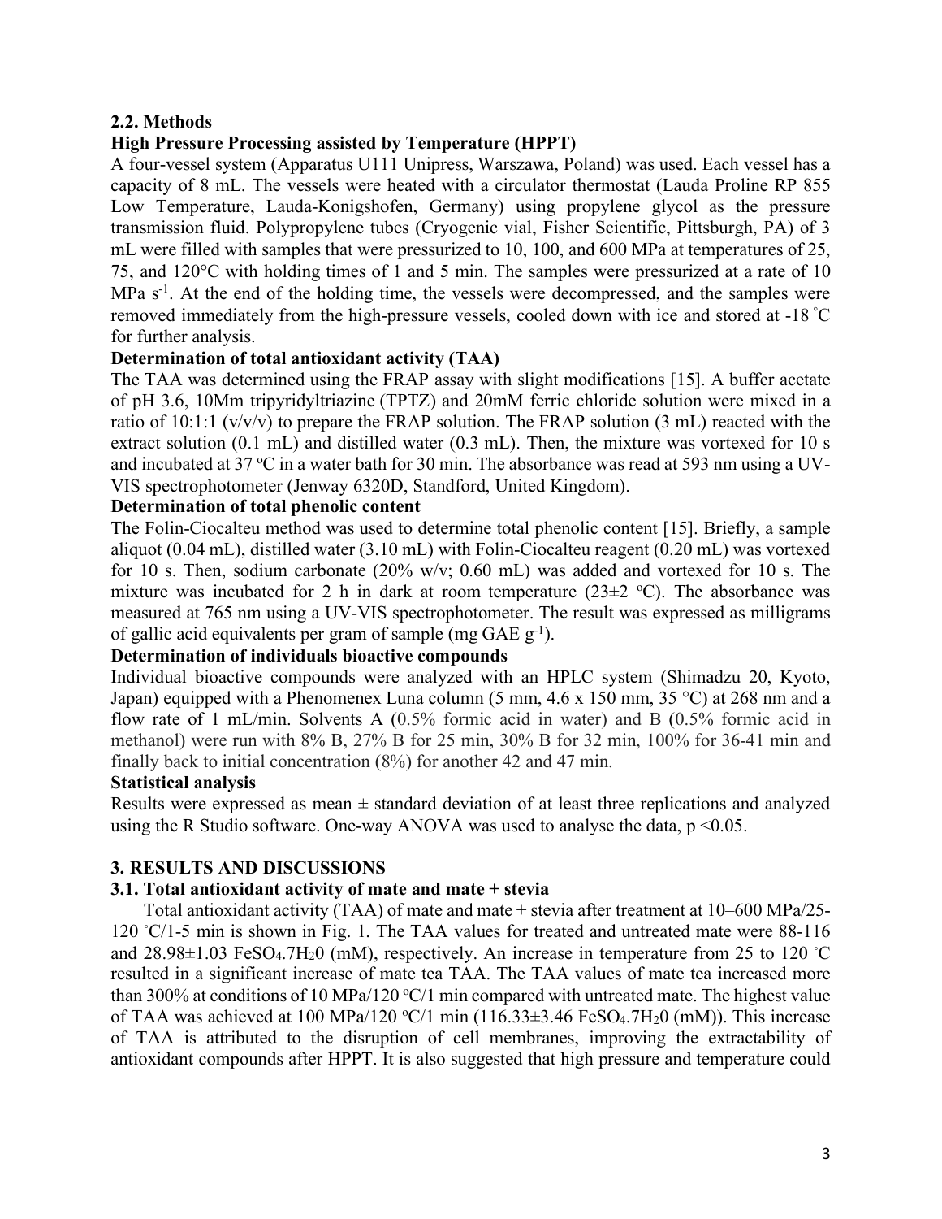### 2.2. Methods

**High Pressure Processing assisted by Temperature (HPPT)**

A four-vessel system (Apparatus U111 Unipress, Warszawa, Poland) was used. Each vessel has a capacity of 8 mL. The vessels were heated with a circulator thermostat (Lauda Proline RP 855 Low Temperature, Lauda-Konigshofen, Germany) using propylene glycol as the pressure transmission fluid. Polypropylene tubes (Cryogenic vial, Fisher Scientific, Pittsburgh, PA) of 3 mL were filled with samples that were pressurized to 10, 100, and 600 MPa at temperatures of 25, 75, and 120°C with holding times of 1 and 5 min. The samples were pressurized at a rate of 10 MPa $s^{-1}$. At the end of the holding time, the vessels were decompressed, and the samples were removed immediately from the high-pressure vessels, cooled down with ice and stored at -18 °C for further analysis.

**Determination of total antioxidant activity (TAA)**

The TAA was determined using the FRAP assay with slight modifications [15]. A buffer acetate of pH 3.6, 10Mm tripyridyltriazine (TPTZ) and 20mM ferric chloride solution were mixed in a ratio of 10:1:1 (v/v/v) to prepare the FRAP solution. The FRAP solution (3 mL) reacted with the extract solution (0.1 mL) and distilled water (0.3 mL). Then, the mixture was vortexed for 10 s and incubated at 37 ºC in a water bath for 30 min. The absorbance was read at 593 nm using a UV-VIS spectrophotometer (Jenway 6320D, Standford, United Kingdom).

**Determination of total phenolic content**

The Folin-Ciocalteu method was used to determine total phenolic content [15]. Briefly, a sample aliquot (0.04 mL), distilled water (3.10 mL) with Folin-Ciocalteu reagent (0.20 mL) was vortexed for 10 s. Then, sodium carbonate (20% w/v; 0.60 mL) was added and vortexed for 10 s. The mixture was incubated for 2 h in dark at room temperature (23±2 ºC). The absorbance was measured at 765 nm using a UV-VIS spectrophotometer. The result was expressed as milligrams of gallic acid equivalents per gram of sample (mg GAE $g^{-1}$).

**Determination of individuals bioactive compounds**

Individual bioactive compounds were analyzed with an HPLC system (Shimadzu 20, Kyoto, Japan) equipped with a Phenomenex Luna column (5 mm, 4.6 x 150 mm, 35 °C) at 268 nm and a flow rate of 1 mL/min. Solvents A (0.5% formic acid in water) and B (0.5% formic acid in methanol) were run with 8% B, 27% B for 25 min, 30% B for 32 min, 100% for 36-41 min and finally back to initial concentration (8%) for another 42 and 47 min.

**Statistical analysis**

Results were expressed as mean ± standard deviation of at least three replications and analyzed using the R Studio software. One-way ANOVA was used to analyse the data, $p < 0.05$.

## 3. RESULTS AND DISCUSSIONS

### 3.1. Total antioxidant activity of mate and mate + stevia

Total antioxidant activity (TAA) of mate and mate + stevia after treatment at 10–600 MPa/25-120 °C/1-5 min is shown in Fig. 1. The TAA values for treated and untreated mate were 88-116 and 28.98±1.03 $FeSO_4.7H_20$ (mM), respectively. An increase in temperature from 25 to 120 °C resulted in a significant increase of mate tea TAA. The TAA values of mate tea increased more than 300% at conditions of 10 MPa/120 ºC/1 min compared with untreated mate. The highest value of TAA was achieved at 100 MPa/120 ºC/1 min (116.33±3.46 $FeSO_4.7H_20$ (mM)). This increase of TAA is attributed to the disruption of cell membranes, improving the extractability of antioxidant compounds after HPPT. It is also suggested that high pressure and temperature could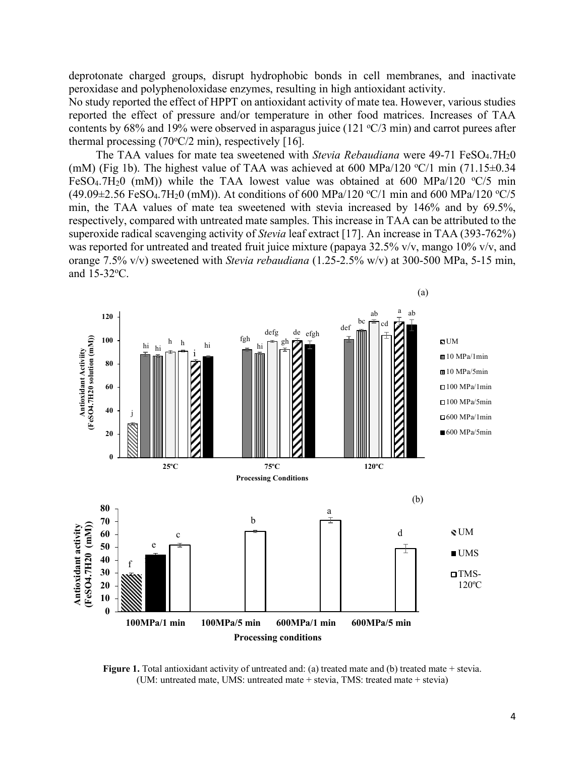deprotonate charged groups, disrupt hydrophobic bonds in cell membranes, and inactivate peroxidase and polyphenoloxidase enzymes, resulting in high antioxidant activity.

No study reported the effect of HPPT on antioxidant activity of mate tea. However, various studies reported the effect of pressure and/or temperature in other food matrices. Increases of TAA contents by 68% and 19% were observed in asparagus juice (121 °C/3 min) and carrot purees after thermal processing (70°C/2 min), respectively [16].

The TAA values for mate tea sweetened with *Stevia Rebaudiana* were 49-71 $FeSO_4.7H_20$ (mM) (Fig 1b). The highest value of TAA was achieved at 600 MPa/120 °C/1 min (71.15±0.34 $FeSO_4.7H_20$ (mM)) while the TAA lowest value was obtained at 600 MPa/120 °C/5 min (49.09±2.56 $FeSO_4.7H_20$ (mM)). At conditions of 600 MPa/120 °C/1 min and 600 MPa/120 °C/5 min, the TAA values of mate tea sweetened with stevia increased by 146% and by 69.5%, respectively, compared with untreated mate samples. This increase in TAA can be attributed to the superoxide radical scavenging activity of *Stevia* leaf extract [17]. An increase in TAA (393-762%) was reported for untreated and treated fruit juice mixture (papaya 32.5% v/v, mango 10% v/v, and orange 7.5% v/v) sweetened with *Stevia rebaudiana* (1.25-2.5% w/v) at 300-500 MPa, 5-15 min, and 15-32°C.

**Figure 1.** Total antioxidant activity of untreated and: (a) treated mate and (b) treated mate + stevia. (UM: untreated mate, UMS: untreated mate + stevia, TMS: treated mate + stevia)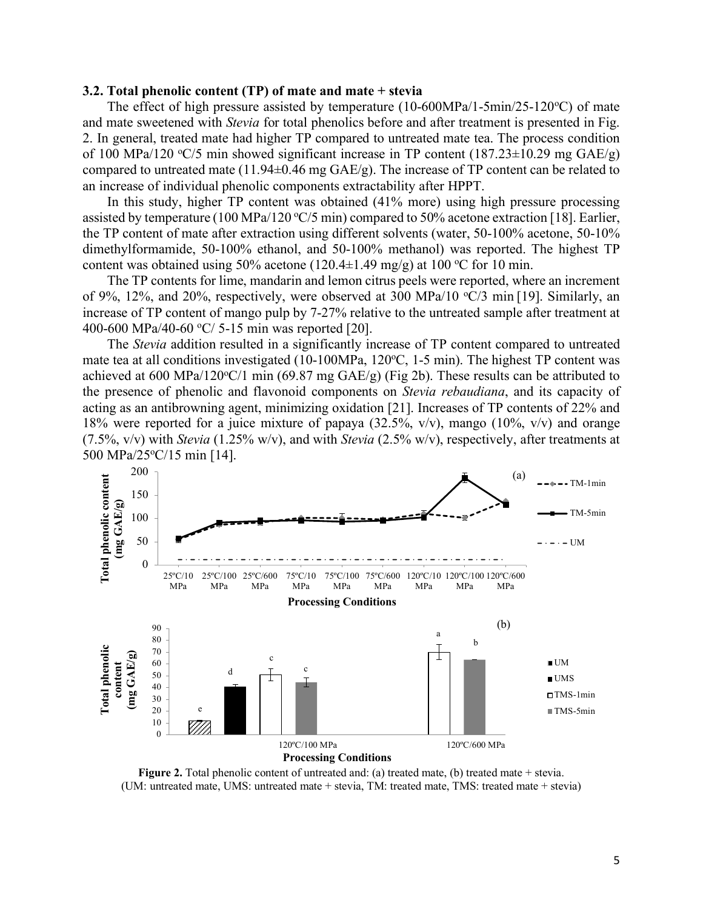### 3.2. Total phenolic content (TP) of mate and mate + stevia

The effect of high pressure assisted by temperature (10-600MPa/1-5min/25-120°C) of mate and mate sweetened with *Stevia* for total phenolics before and after treatment is presented in Fig. 2. In general, treated mate had higher TP compared to untreated mate tea. The process condition of 100 MPa/120 °C/5 min showed significant increase in TP content (187.23±10.29 mg GAE/g) compared to untreated mate (11.94±0.46 mg GAE/g). The increase of TP content can be related to an increase of individual phenolic components extractability after HPPT.

In this study, higher TP content was obtained (41% more) using high pressure processing assisted by temperature (100 MPa/120 °C/5 min) compared to 50% acetone extraction [18]. Earlier, the TP content of mate after extraction using different solvents (water, 50-100% acetone, 50-10% dimethylformamide, 50-100% ethanol, and 50-100% methanol) was reported. The highest TP content was obtained using 50% acetone (120.4±1.49 mg/g) at 100 °C for 10 min.

The TP contents for lime, mandarin and lemon citrus peels were reported, where an increment of 9%, 12%, and 20%, respectively, were observed at 300 MPa/10 °C/3 min [19]. Similarly, an increase of TP content of mango pulp by 7-27% relative to the untreated sample after treatment at 400-600 MPa/40-60 °C/ 5-15 min was reported [20].

The *Stevia* addition resulted in a significantly increase of TP content compared to untreated mate tea at all conditions investigated (10-100MPa, 120°C, 1-5 min). The highest TP content was achieved at 600 MPa/120°C/1 min (69.87 mg GAE/g) (Fig 2b). These results can be attributed to the presence of phenolic and flavonoid components on *Stevia rebaudiana*, and its capacity of acting as an antibrowning agent, minimizing oxidation [21]. Increases of TP contents of 22% and 18% were reported for a juice mixture of papaya (32.5%, v/v), mango (10%, v/v) and orange (7.5%, v/v) with *Stevia* (1.25% w/v), and with *Stevia* (2.5% w/v), respectively, after treatments at 500 MPa/25°C/15 min [14].

**Figure 2.** Total phenolic content of untreated and: (a) treated mate, (b) treated mate + stevia. (UM: untreated mate, UMS: untreated mate + stevia, TM: treated mate, TMS: treated mate + stevia)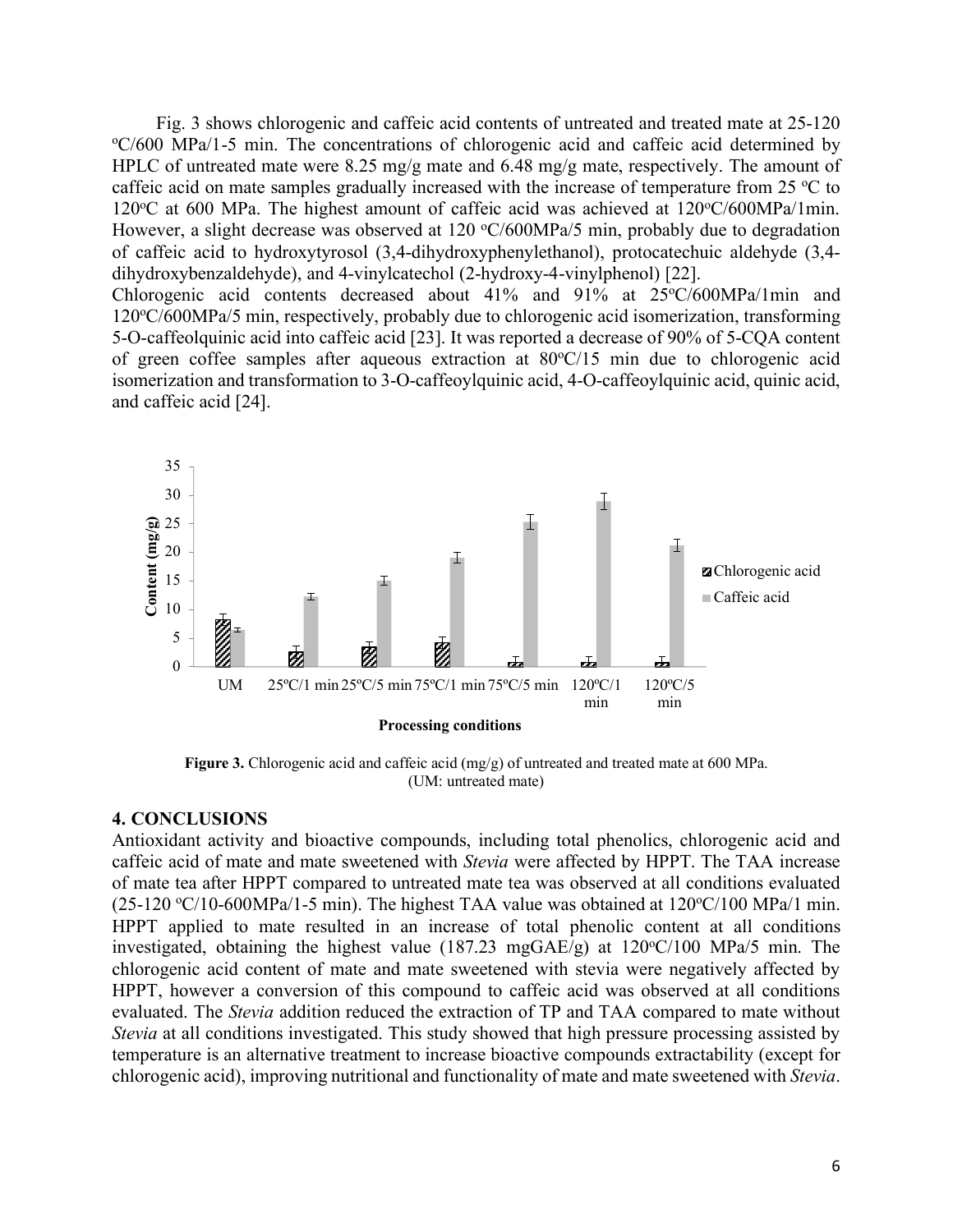Fig. 3 shows chlorogenic and caffeic acid contents of untreated and treated mate at 25-120 ºC/600 MPa/1-5 min. The concentrations of chlorogenic acid and caffeic acid determined by HPLC of untreated mate were 8.25 mg/g mate and 6.48 mg/g mate, respectively. The amount of caffeic acid on mate samples gradually increased with the increase of temperature from 25 ºC to 120ºC at 600 MPa. The highest amount of caffeic acid was achieved at 120ºC/600MPa/1min. However, a slight decrease was observed at 120 ºC/600MPa/5 min, probably due to degradation of caffeic acid to hydroxytyrosol (3,4-dihydroxyphenylethanol), protocatechuic aldehyde (3,4-dihydroxybenzaldehyde), and 4-vinylcatechol (2-hydroxy-4-vinylphenol) [22].

Chlorogenic acid contents decreased about 41% and 91% at 25ºC/600MPa/1min and 120ºC/600MPa/5 min, respectively, probably due to chlorogenic acid isomerization, transforming 5-O-caffeolquinic acid into caffeic acid [23]. It was reported a decrease of 90% of 5-CQA content of green coffee samples after aqueous extraction at 80ºC/15 min due to chlorogenic acid isomerization and transformation to 3-O-caffeoylquinic acid, 4-O-caffeoylquinic acid, quinic acid, and caffeic acid [24].

**Figure 3.** Chlorogenic acid and caffeic acid (mg/g) of untreated and treated mate at 600 MPa. (UM: untreated mate)

## 4. CONCLUSIONS

Antioxidant activity and bioactive compounds, including total phenolics, chlorogenic acid and caffeic acid of mate and mate sweetened with *Stevia* were affected by HPPT. The TAA increase of mate tea after HPPT compared to untreated mate tea was observed at all conditions evaluated (25-120 ºC/10-600MPa/1-5 min). The highest TAA value was obtained at 120ºC/100 MPa/1 min. HPPT applied to mate resulted in an increase of total phenolic content at all conditions investigated, obtaining the highest value (187.23 mgGAE/g) at 120ºC/100 MPa/5 min. The chlorogenic acid content of mate and mate sweetened with stevia were negatively affected by HPPT, however a conversion of this compound to caffeic acid was observed at all conditions evaluated. The *Stevia* addition reduced the extraction of TP and TAA compared to mate without *Stevia* at all conditions investigated. This study showed that high pressure processing assisted by temperature is an alternative treatment to increase bioactive compounds extractability (except for chlorogenic acid), improving nutritional and functionality of mate and mate sweetened with *Stevia*.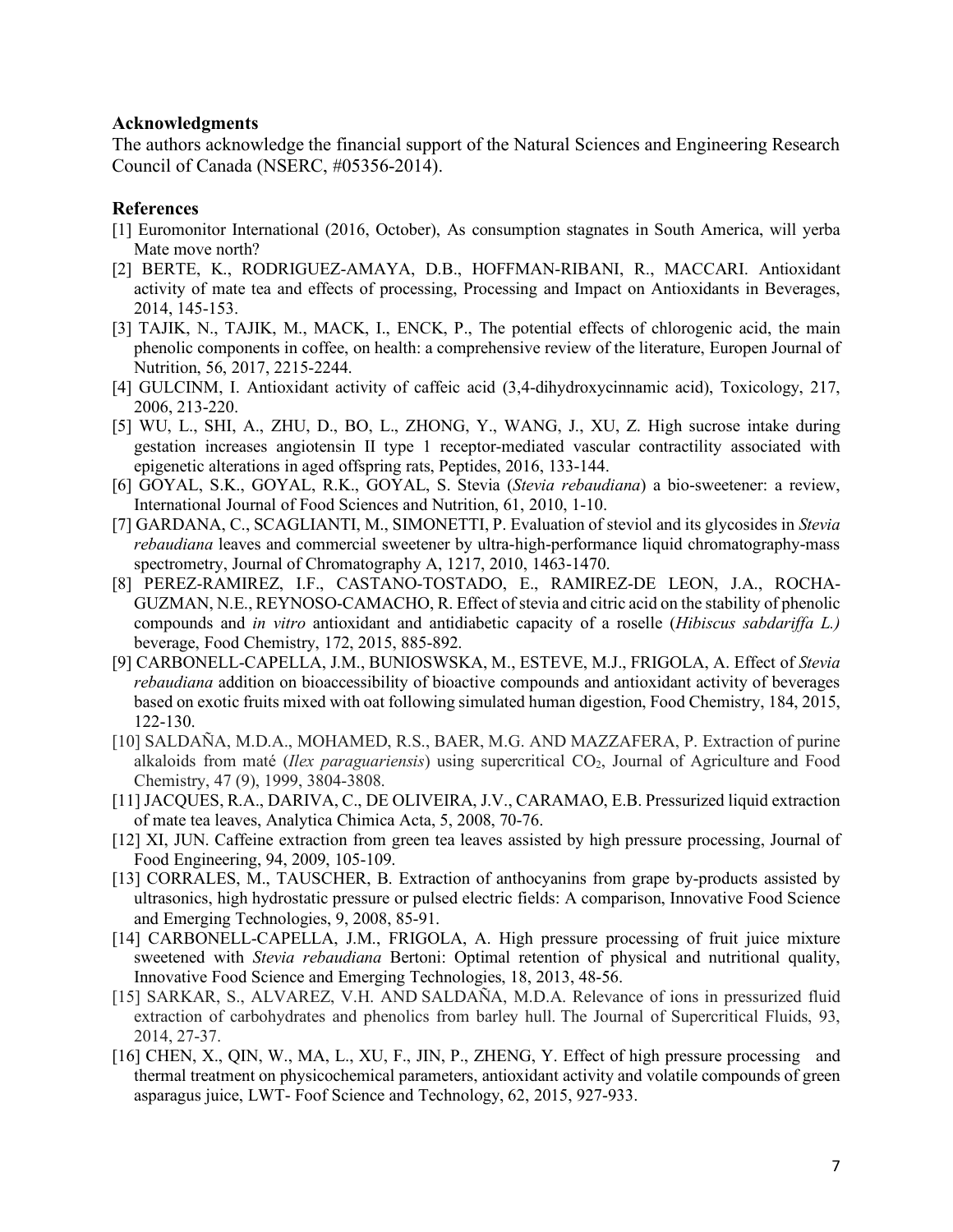## Acknowledgments

The authors acknowledge the financial support of the Natural Sciences and Engineering Research Council of Canada (NSERC, #05356-2014).

## References

[1] Euromonitor International (2016, October), As consumption stagnates in South America, will yerba Mate move north?

[2] BERTE, K., RODRIGUEZ-AMAYA, D.B., HOFFMAN-RIBANI, R., MACCARI. Antioxidant activity of mate tea and effects of processing, Processing and Impact on Antioxidants in Beverages, 2014, 145-153.

[3] TAJIK, N., TAJIK, M., MACK, I., ENCK, P., The potential effects of chlorogenic acid, the main phenolic components in coffee, on health: a comprehensive review of the literature, Europen Journal of Nutrition, 56, 2017, 2215-2244.

[4] GULCINM, I. Antioxidant activity of caffeic acid (3,4-dihydroxycinnamic acid), Toxicology, 217, 2006, 213-220.

[5] WU, L., SHI, A., ZHU, D., BO, L., ZHONG, Y., WANG, J., XU, Z. High sucrose intake during gestation increases angiotensin II type 1 receptor-mediated vascular contractility associated with epigenetic alterations in aged offspring rats, Peptides, 2016, 133-144.

[6] GOYAL, S.K., GOYAL, R.K., GOYAL, S. Stevia (*Stevia rebaudiana*) a bio-sweetener: a review, International Journal of Food Sciences and Nutrition, 61, 2010, 1-10.

[7] GARDANA, C., SCAGLIANTI, M., SIMONETTI, P. Evaluation of steviol and its glycosides in *Stevia rebaudiana* leaves and commercial sweetener by ultra-high-performance liquid chromatography-mass spectrometry, Journal of Chromatography A, 1217, 2010, 1463-1470.

[8] PEREZ-RAMIREZ, I.F., CASTANO-TOSTADO, E., RAMIREZ-DE LEON, J.A., ROCHA-GUZMAN, N.E., REYNOSO-CAMACHO, R. Effect of stevia and citric acid on the stability of phenolic compounds and *in vitro* antioxidant and antidiabetic capacity of a roselle (*Hibiscus sabdariffa L.)* beverage, Food Chemistry, 172, 2015, 885-892.

[9] CARBONELL-CAPELLA, J.M., BUNIOSWSKA, M., ESTEVE, M.J., FRIGOLA, A. Effect of *Stevia rebaudiana* addition on bioaccessibility of bioactive compounds and antioxidant activity of beverages based on exotic fruits mixed with oat following simulated human digestion, Food Chemistry, 184, 2015, 122-130.

[10] SALDAÑA, M.D.A., MOHAMED, R.S., BAER, M.G. AND MAZZAFERA, P. Extraction of purine alkaloids from maté (*Ilex paraguariensis*) using supercritical $CO_2$, Journal of Agriculture and Food Chemistry, 47 (9), 1999, 3804-3808.

[11] JACQUES, R.A., DARIVA, C., DE OLIVEIRA, J.V., CARAMAO, E.B. Pressurized liquid extraction of mate tea leaves, Analytica Chimica Acta, 5, 2008, 70-76.

[12] XI, JUN. Caffeine extraction from green tea leaves assisted by high pressure processing, Journal of Food Engineering, 94, 2009, 105-109.

[13] CORRALES, M., TAUSCHER, B. Extraction of anthocyanins from grape by-products assisted by ultrasonics, high hydrostatic pressure or pulsed electric fields: A comparison, Innovative Food Science and Emerging Technologies, 9, 2008, 85-91.

[14] CARBONELL-CAPELLA, J.M., FRIGOLA, A. High pressure processing of fruit juice mixture sweetened with *Stevia rebaudiana* Bertoni: Optimal retention of physical and nutritional quality, Innovative Food Science and Emerging Technologies, 18, 2013, 48-56.

[15] SARKAR, S., ALVAREZ, V.H. AND SALDAÑA, M.D.A. Relevance of ions in pressurized fluid extraction of carbohydrates and phenolics from barley hull. The Journal of Supercritical Fluids, 93, 2014, 27-37.

[16] CHEN, X., QIN, W., MA, L., XU, F., JIN, P., ZHENG, Y. Effect of high pressure processing and thermal treatment on physicochemical parameters, antioxidant activity and volatile compounds of green asparagus juice, LWT- Foof Science and Technology, 62, 2015, 927-933.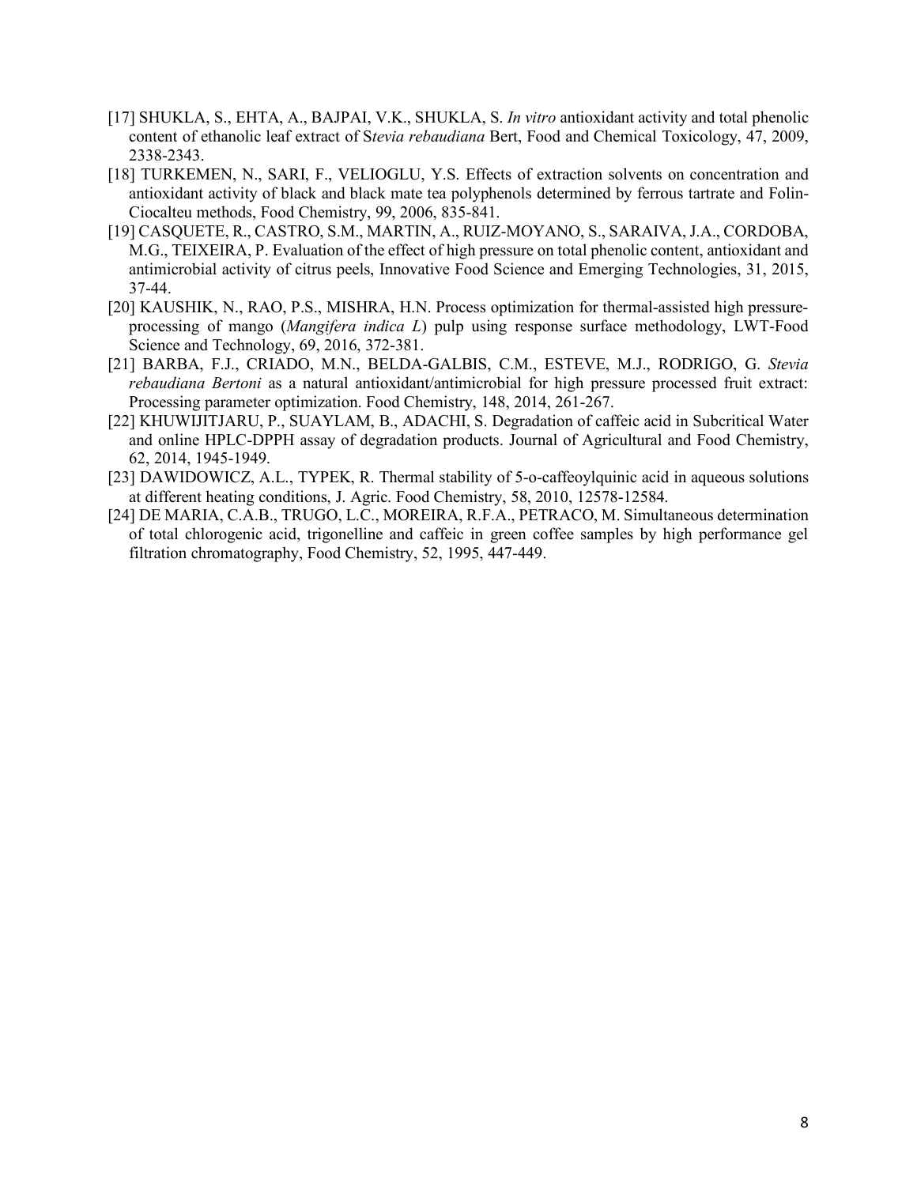[17] SHUKLA, S., EHTA, A., BAJPAI, V.K., SHUKLA, S. *In vitro* antioxidant activity and total phenolic content of ethanolic leaf extract of S*tevia rebaudiana* Bert, Food and Chemical Toxicology, 47, 2009, 2338-2343.

[18] TURKEMEN, N., SARI, F., VELIOGLU, Y.S. Effects of extraction solvents on concentration and antioxidant activity of black and black mate tea polyphenols determined by ferrous tartrate and Folin-Ciocalteu methods, Food Chemistry, 99, 2006, 835-841.

[19] CASQUETE, R., CASTRO, S.M., MARTIN, A., RUIZ-MOYANO, S., SARAIVA, J.A., CORDOBA, M.G., TEIXEIRA, P. Evaluation of the effect of high pressure on total phenolic content, antioxidant and antimicrobial activity of citrus peels, Innovative Food Science and Emerging Technologies, 31, 2015, 37-44.

[20] KAUSHIK, N., RAO, P.S., MISHRA, H.N. Process optimization for thermal-assisted high pressure-processing of mango (*Mangifera indica L*) pulp using response surface methodology, LWT-Food Science and Technology, 69, 2016, 372-381.

[21] BARBA, F.J., CRIADO, M.N., BELDA-GALBIS, C.M., ESTEVE, M.J., RODRIGO, G. *Stevia rebaudiana Bertoni* as a natural antioxidant/antimicrobial for high pressure processed fruit extract: Processing parameter optimization. Food Chemistry, 148, 2014, 261-267.

[22] KHUWIJITJARU, P., SUAYLAM, B., ADACHI, S. Degradation of caffeic acid in Subcritical Water and online HPLC-DPPH assay of degradation products. Journal of Agricultural and Food Chemistry, 62, 2014, 1945-1949.

[23] DAWIDOWICZ, A.L., TYPEK, R. Thermal stability of 5-o-caffeoylquinic acid in aqueous solutions at different heating conditions, J. Agric. Food Chemistry, 58, 2010, 12578-12584.

[24] DE MARIA, C.A.B., TRUGO, L.C., MOREIRA, R.F.A., PETRACO, M. Simultaneous determination of total chlorogenic acid, trigonelline and caffeic in green coffee samples by high performance gel filtration chromatography, Food Chemistry, 52, 1995, 447-449.